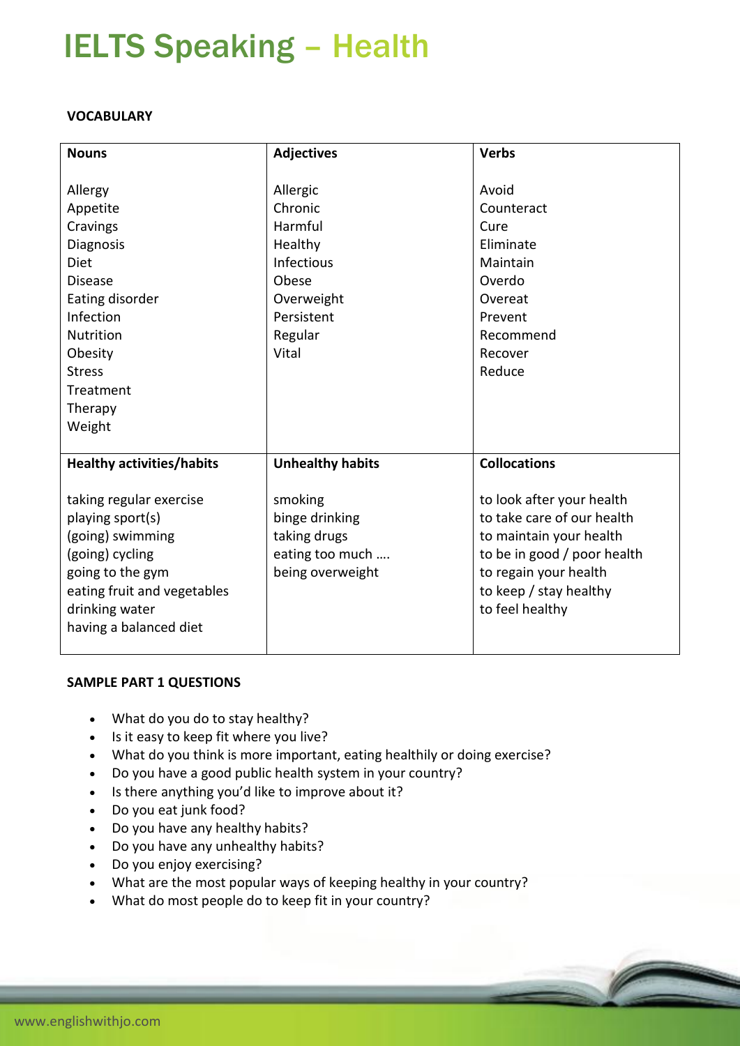# IELTS Speaking – Health

**VOCABULARY**

| **Nouns** | **Adjectives** | **Verbs** |
|---|---|---|
| Allergy<br>Appetite<br>Cravings<br>Diagnosis<br>Diet<br>Disease<br>Eating disorder<br>Infection<br>Nutrition<br>Obesity<br>Stress<br>Treatment<br>Therapy<br>Weight | Allergic<br>Chronic<br>Harmful<br>Healthy<br>Infectious<br>Obese<br>Overweight<br>Persistent<br>Regular<br>Vital | Avoid<br>Counteract<br>Cure<br>Eliminate<br>Maintain<br>Overdo<br>Overeat<br>Prevent<br>Recommend<br>Recover<br>Reduce |
| **Healthy activities/habits** | **Unhealthy habits** | **Collocations** |
| taking regular exercise<br>playing sport(s)<br>(going) swimming<br>(going) cycling<br>going to the gym<br>eating fruit and vegetables<br>drinking water<br>having a balanced diet | smoking<br>binge drinking<br>taking drugs<br>eating too much ….<br>being overweight | to look after your health<br>to take care of our health<br>to maintain your health<br>to be in good / poor health<br>to regain your health<br>to keep / stay healthy<br>to feel healthy |

**SAMPLE PART 1 QUESTIONS**

- What do you do to stay healthy?
- Is it easy to keep fit where you live?
- What do you think is more important, eating healthily or doing exercise?
- Do you have a good public health system in your country?
- Is there anything you'd like to improve about it?
- Do you eat junk food?
- Do you have any healthy habits?
- Do you have any unhealthy habits?
- Do you enjoy exercising?
- What are the most popular ways of keeping healthy in your country?
- What do most people do to keep fit in your country?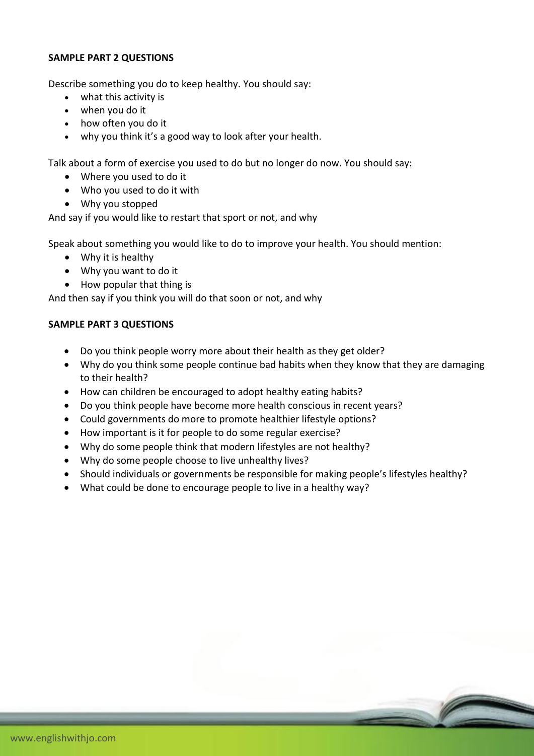**SAMPLE PART 2 QUESTIONS**

Describe something you do to keep healthy. You should say:

- what this activity is
- when you do it
- how often you do it
- why you think it's a good way to look after your health.

Talk about a form of exercise you used to do but no longer do now. You should say:

- Where you used to do it
- Who you used to do it with
- Why you stopped

And say if you would like to restart that sport or not, and why

Speak about something you would like to do to improve your health. You should mention:

- Why it is healthy
- Why you want to do it
- How popular that thing is

And then say if you think you will do that soon or not, and why

**SAMPLE PART 3 QUESTIONS**

- Do you think people worry more about their health as they get older?
- Why do you think some people continue bad habits when they know that they are damaging to their health?
- How can children be encouraged to adopt healthy eating habits?
- Do you think people have become more health conscious in recent years?
- Could governments do more to promote healthier lifestyle options?
- How important is it for people to do some regular exercise?
- Why do some people think that modern lifestyles are not healthy?
- Why do some people choose to live unhealthy lives?
- Should individuals or governments be responsible for making people's lifestyles healthy?
- What could be done to encourage people to live in a healthy way?